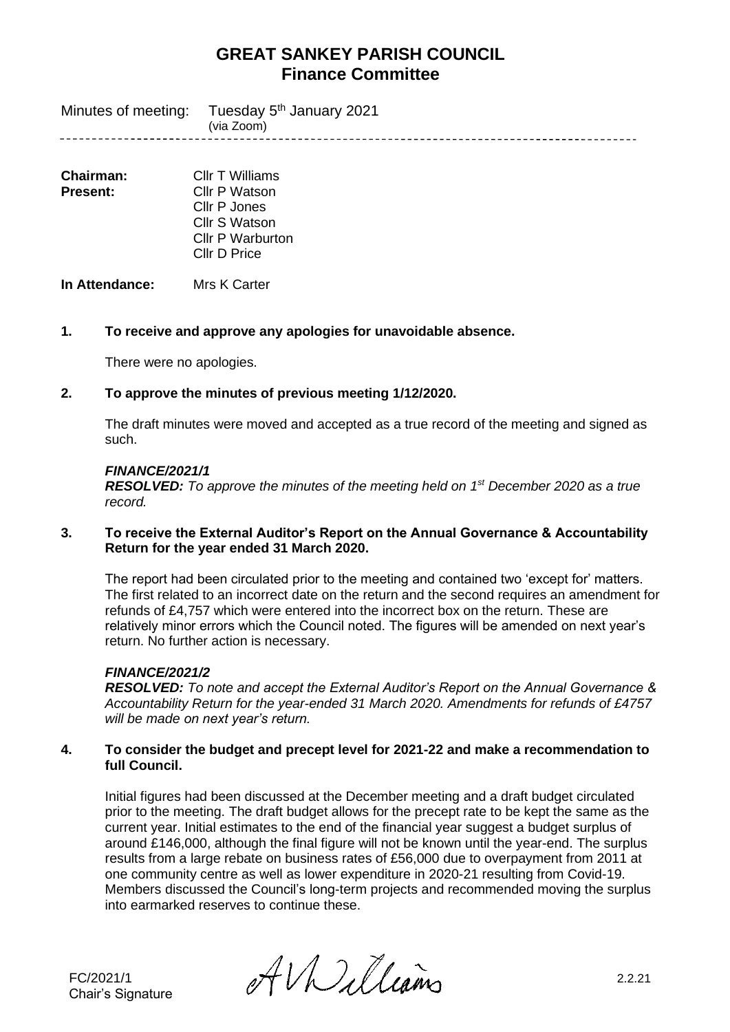# GREAT SANKEY PARISH COUNCIL
## Finance Committee

Minutes of meeting: Tuesday 5th January 2021
(via Zoom)

---

**Chairman:** Cllr T Williams
**Present:** Cllr P Watson
Cllr P Jones
Cllr S Watson
Cllr P Warburton
Cllr D Price

**In Attendance:** Mrs K Carter

### 1. To receive and approve any apologies for unavoidable absence.

There were no apologies.

### 2. To approve the minutes of previous meeting 1/12/2020.

The draft minutes were moved and accepted as a true record of the meeting and signed as such.

***FINANCE/2021/1***
***RESOLVED:*** *To approve the minutes of the meeting held on 1st December 2020 as a true record.*

### 3. To receive the External Auditor's Report on the Annual Governance & Accountability Return for the year ended 31 March 2020.

The report had been circulated prior to the meeting and contained two 'except for' matters. The first related to an incorrect date on the return and the second requires an amendment for refunds of £4,757 which were entered into the incorrect box on the return. These are relatively minor errors which the Council noted. The figures will be amended on next year's return. No further action is necessary.

***FINANCE/2021/2***
***RESOLVED:*** *To note and accept the External Auditor's Report on the Annual Governance & Accountability Return for the year-ended 31 March 2020. Amendments for refunds of £4757 will be made on next year's return.*

### 4. To consider the budget and precept level for 2021-22 and make a recommendation to full Council.

Initial figures had been discussed at the December meeting and a draft budget circulated prior to the meeting. The draft budget allows for the precept rate to be kept the same as the current year. Initial estimates to the end of the financial year suggest a budget surplus of around £146,000, although the final figure will not be known until the year-end. The surplus results from a large rebate on business rates of £56,000 due to overpayment from 2011 at one community centre as well as lower expenditure in 2020-21 resulting from Covid-19. Members discussed the Council's long-term projects and recommended moving the surplus into earmarked reserves to continue these.

FC/2021/1
Chair's Signature — A V Williams — 2.2.21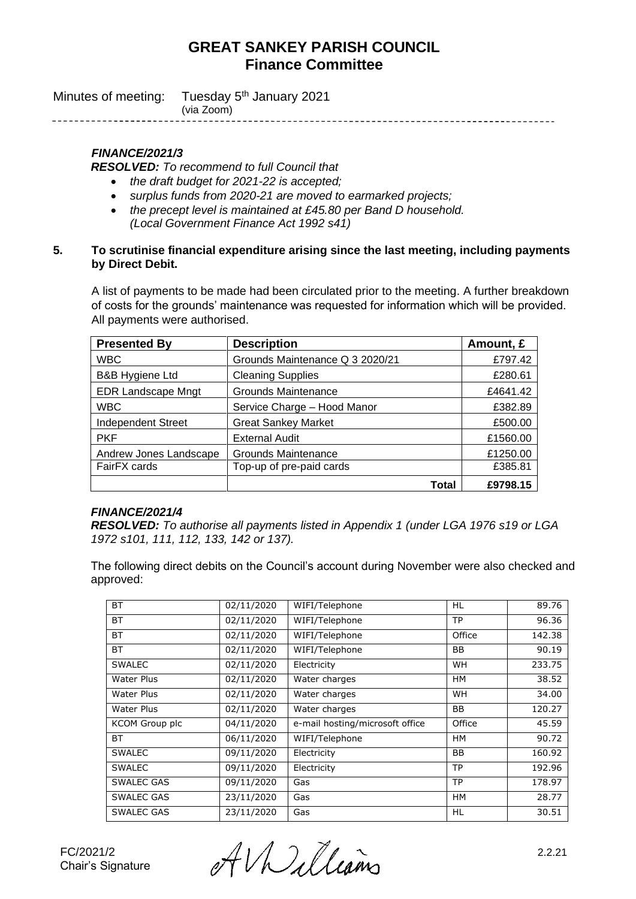# GREAT SANKEY PARISH COUNCIL
## Finance Committee

Minutes of meeting: Tuesday 5th January 2021
(via Zoom)

---

***FINANCE/2021/3***

***RESOLVED:*** *To recommend to full Council that*

- *the draft budget for 2021-22 is accepted;*
- *surplus funds from 2020-21 are moved to earmarked projects;*
- *the precept level is maintained at £45.80 per Band D household.*
  *(Local Government Finance Act 1992 s41)*

**5. To scrutinise financial expenditure arising since the last meeting, including payments by Direct Debit.**

A list of payments to be made had been circulated prior to the meeting. A further breakdown of costs for the grounds' maintenance was requested for information which will be provided. All payments were authorised.

| Presented By | Description | Amount, £ |
|---|---|---|
| WBC | Grounds Maintenance Q 3 2020/21 | £797.42 |
| B&B Hygiene Ltd | Cleaning Supplies | £280.61 |
| EDR Landscape Mngt | Grounds Maintenance | £4641.42 |
| WBC | Service Charge – Hood Manor | £382.89 |
| Independent Street | Great Sankey Market | £500.00 |
| PKF | External Audit | £1560.00 |
| Andrew Jones Landscape | Grounds Maintenance | £1250.00 |
| FairFX cards | Top-up of pre-paid cards | £385.81 |
| | **Total** | **£9798.15** |

***FINANCE/2021/4***

***RESOLVED:*** *To authorise all payments listed in Appendix 1 (under LGA 1976 s19 or LGA 1972 s101, 111, 112, 133, 142 or 137).*

The following direct debits on the Council's account during November were also checked and approved:

| | | | | |
|---|---|---|---|---|
| BT | 02/11/2020 | WIFI/Telephone | HL | 89.76 |
| BT | 02/11/2020 | WIFI/Telephone | TP | 96.36 |
| BT | 02/11/2020 | WIFI/Telephone | Office | 142.38 |
| BT | 02/11/2020 | WIFI/Telephone | BB | 90.19 |
| SWALEC | 02/11/2020 | Electricity | WH | 233.75 |
| Water Plus | 02/11/2020 | Water charges | HM | 38.52 |
| Water Plus | 02/11/2020 | Water charges | WH | 34.00 |
| Water Plus | 02/11/2020 | Water charges | BB | 120.27 |
| KCOM Group plc | 04/11/2020 | e-mail hosting/microsoft office | Office | 45.59 |
| BT | 06/11/2020 | WIFI/Telephone | HM | 90.72 |
| SWALEC | 09/11/2020 | Electricity | BB | 160.92 |
| SWALEC | 09/11/2020 | Electricity | TP | 192.96 |
| SWALEC GAS | 09/11/2020 | Gas | TP | 178.97 |
| SWALEC GAS | 23/11/2020 | Gas | HM | 28.77 |
| SWALEC GAS | 23/11/2020 | Gas | HL | 30.51 |

FC/2021/2
Chair's Signature — A Williams — 2.2.21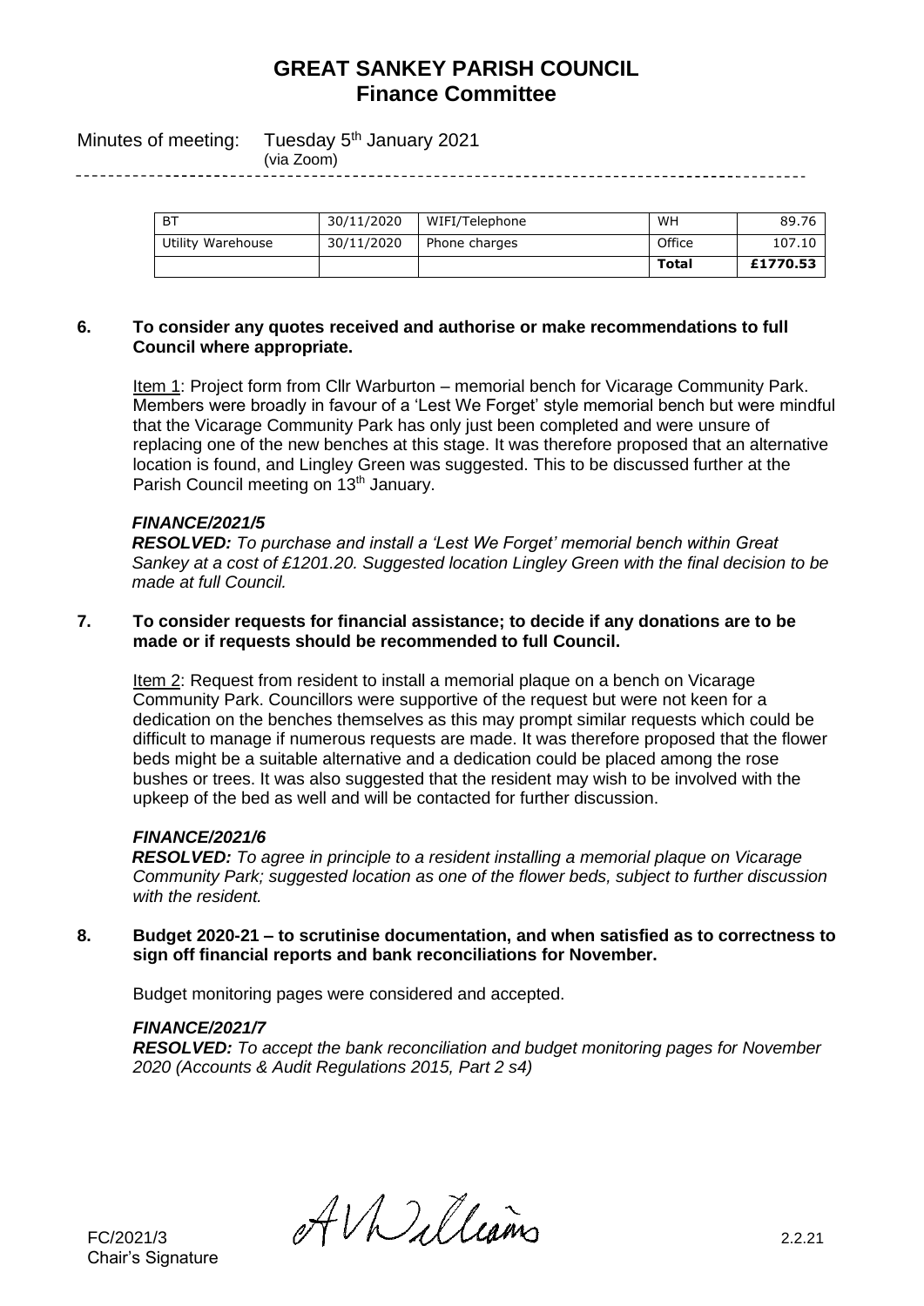# GREAT SANKEY PARISH COUNCIL
## Finance Committee

Minutes of meeting: Tuesday 5th January 2021
(via Zoom)

| BT | 30/11/2020 | WIFI/Telephone | WH | 89.76 |
|---|---|---|---|---|
| Utility Warehouse | 30/11/2020 | Phone charges | Office | 107.10 |
| | | | **Total** | **£1770.53** |

**6. To consider any quotes received and authorise or make recommendations to full Council where appropriate.**

Item 1: Project form from Cllr Warburton – memorial bench for Vicarage Community Park. Members were broadly in favour of a 'Lest We Forget' style memorial bench but were mindful that the Vicarage Community Park has only just been completed and were unsure of replacing one of the new benches at this stage. It was therefore proposed that an alternative location is found, and Lingley Green was suggested. This to be discussed further at the Parish Council meeting on 13th January.

***FINANCE/2021/5***

***RESOLVED:*** *To purchase and install a 'Lest We Forget' memorial bench within Great Sankey at a cost of £1201.20. Suggested location Lingley Green with the final decision to be made at full Council.*

**7. To consider requests for financial assistance; to decide if any donations are to be made or if requests should be recommended to full Council.**

Item 2: Request from resident to install a memorial plaque on a bench on Vicarage Community Park. Councillors were supportive of the request but were not keen for a dedication on the benches themselves as this may prompt similar requests which could be difficult to manage if numerous requests are made. It was therefore proposed that the flower beds might be a suitable alternative and a dedication could be placed among the rose bushes or trees. It was also suggested that the resident may wish to be involved with the upkeep of the bed as well and will be contacted for further discussion.

***FINANCE/2021/6***

***RESOLVED:*** *To agree in principle to a resident installing a memorial plaque on Vicarage Community Park; suggested location as one of the flower beds, subject to further discussion with the resident.*

**8. Budget 2020-21 – to scrutinise documentation, and when satisfied as to correctness to sign off financial reports and bank reconciliations for November.**

Budget monitoring pages were considered and accepted.

***FINANCE/2021/7***

***RESOLVED:*** *To accept the bank reconciliation and budget monitoring pages for November 2020 (Accounts & Audit Regulations 2015, Part 2 s4)*

FC/2021/3 &nbsp;&nbsp;&nbsp; A V Williams &nbsp;&nbsp;&nbsp; 2.2.21

Chair's Signature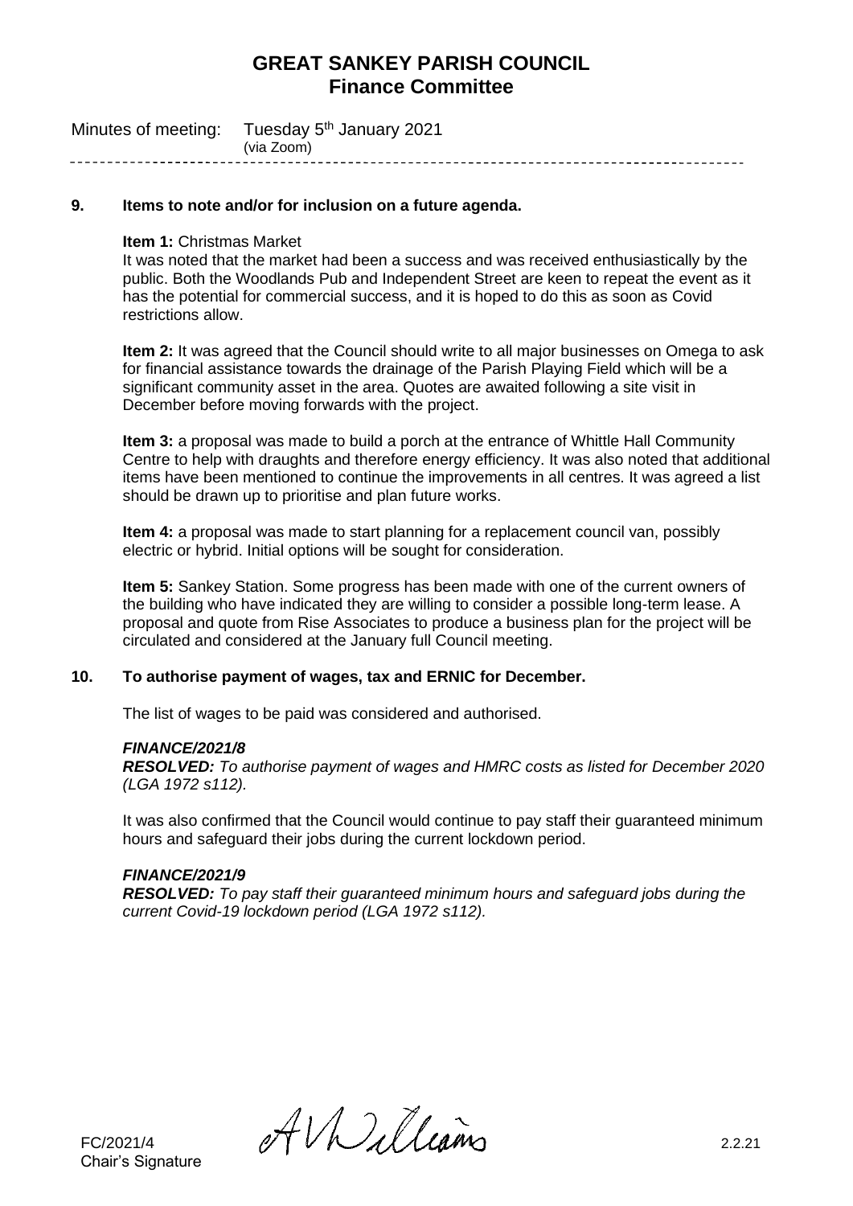# GREAT SANKEY PARISH COUNCIL
## Finance Committee

Minutes of meeting: Tuesday 5th January 2021 (via Zoom)

---

**9. Items to note and/or for inclusion on a future agenda.**

**Item 1:** Christmas Market
It was noted that the market had been a success and was received enthusiastically by the public. Both the Woodlands Pub and Independent Street are keen to repeat the event as it has the potential for commercial success, and it is hoped to do this as soon as Covid restrictions allow.

**Item 2:** It was agreed that the Council should write to all major businesses on Omega to ask for financial assistance towards the drainage of the Parish Playing Field which will be a significant community asset in the area. Quotes are awaited following a site visit in December before moving forwards with the project.

**Item 3:** a proposal was made to build a porch at the entrance of Whittle Hall Community Centre to help with draughts and therefore energy efficiency. It was also noted that additional items have been mentioned to continue the improvements in all centres. It was agreed a list should be drawn up to prioritise and plan future works.

**Item 4:** a proposal was made to start planning for a replacement council van, possibly electric or hybrid. Initial options will be sought for consideration.

**Item 5:** Sankey Station. Some progress has been made with one of the current owners of the building who have indicated they are willing to consider a possible long-term lease. A proposal and quote from Rise Associates to produce a business plan for the project will be circulated and considered at the January full Council meeting.

**10. To authorise payment of wages, tax and ERNIC for December.**

The list of wages to be paid was considered and authorised.

***FINANCE/2021/8***
***RESOLVED:*** *To authorise payment of wages and HMRC costs as listed for December 2020 (LGA 1972 s112).*

It was also confirmed that the Council would continue to pay staff their guaranteed minimum hours and safeguard their jobs during the current lockdown period.

***FINANCE/2021/9***
***RESOLVED:*** *To pay staff their guaranteed minimum hours and safeguard jobs during the current Covid-19 lockdown period (LGA 1972 s112).*

FC/2021/4
Chair's Signature A V Williams 2.2.21